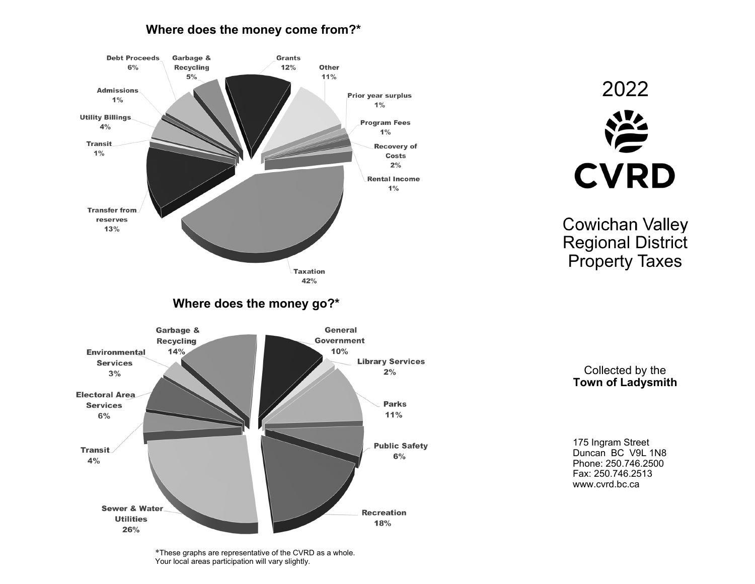## Where does the money come from?*

| Source | Percentage |
| --- | --- |
| Debt Proceeds | 6% |
| Garbage & Recycling | 5% |
| Grants | 12% |
| Other | 11% |
| Prior year surplus | 1% |
| Program Fees | 1% |
| Recovery of Costs | 2% |
| Rental Income | 1% |
| Taxation | 42% |
| Transfer from reserves | 13% |
| Transit | 1% |
| Utility Billings | 4% |
| Admissions | 1% |

## Where does the money go?*

| Use | Percentage |
| --- | --- |
| Garbage & Recycling | 14% |
| General Government | 10% |
| Library Services | 2% |
| Parks | 11% |
| Public Safety | 6% |
| Recreation | 18% |
| Sewer & Water Utilities | 26% |
| Transit | 4% |
| Electoral Area Services | 6% |
| Environmental Services | 3% |

*These graphs are representative of the CVRD as a whole.
Your local areas participation will vary slightly.

# 2022

**CVRD**

# Cowichan Valley Regional District Property Taxes

Collected by the
**Town of Ladysmith**

175 Ingram Street
Duncan BC V9L 1N8
Phone: 250.746.2500
Fax: 250.746.2513
www.cvrd.bc.ca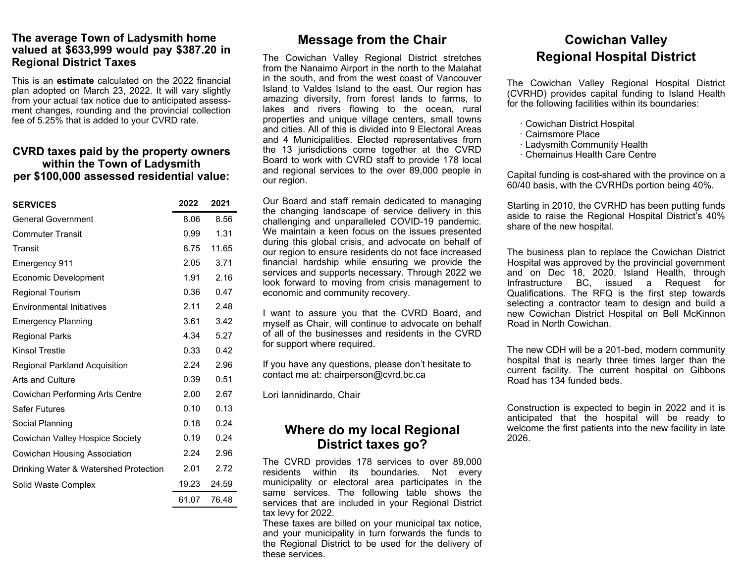## The average Town of Ladysmith home valued at $633,999 would pay $387.20 in Regional District Taxes

This is an **estimate** calculated on the 2022 financial plan adopted on March 23, 2022. It will vary slightly from your actual tax notice due to anticipated assessment changes, rounding and the provincial collection fee of 5.25% that is added to your CVRD rate.

## CVRD taxes paid by the property owners within the Town of Ladysmith per $100,000 assessed residential value:

| SERVICES | 2022 | 2021 |
|---|---|---|
| General Government | 8.06 | 8.56 |
| Commuter Transit | 0.99 | 1.31 |
| Transit | 8.75 | 11.65 |
| Emergency 911 | 2.05 | 3.71 |
| Economic Development | 1.91 | 2.16 |
| Regional Tourism | 0.36 | 0.47 |
| Environmental Initiatives | 2.11 | 2.48 |
| Emergency Planning | 3.61 | 3.42 |
| Regional Parks | 4.34 | 5.27 |
| Kinsol Trestle | 0.33 | 0.42 |
| Regional Parkland Acquisition | 2.24 | 2.96 |
| Arts and Culture | 0.39 | 0.51 |
| Cowichan Performing Arts Centre | 2.00 | 2.67 |
| Safer Futures | 0.10 | 0.13 |
| Social Planning | 0.18 | 0.24 |
| Cowichan Valley Hospice Society | 0.19 | 0.24 |
| Cowichan Housing Association | 2.24 | 2.96 |
| Drinking Water & Watershed Protection | 2.01 | 2.72 |
| Solid Waste Complex | 19.23 | 24.59 |
| | 61.07 | 76.48 |

## Message from the Chair

The Cowichan Valley Regional District stretches from the Nanaimo Airport in the north to the Malahat in the south, and from the west coast of Vancouver Island to Valdes Island to the east. Our region has amazing diversity, from forest lands to farms, to lakes and rivers flowing to the ocean, rural properties and unique village centers, small towns and cities. All of this is divided into 9 Electoral Areas and 4 Municipalities. Elected representatives from the 13 jurisdictions come together at the CVRD Board to work with CVRD staff to provide 178 local and regional services to the over 89,000 people in our region.

Our Board and staff remain dedicated to managing the changing landscape of service delivery in this challenging and unparalleled COVID-19 pandemic. We maintain a keen focus on the issues presented during this global crisis, and advocate on behalf of our region to ensure residents do not face increased financial hardship while ensuring we provide the services and supports necessary. Through 2022 we look forward to moving from crisis management to economic and community recovery.

I want to assure you that the CVRD Board, and myself as Chair, will continue to advocate on behalf of all of the businesses and residents in the CVRD for support where required.

If you have any questions, please don't hesitate to contact me at: chairperson@cvrd.bc.ca

Lori Iannidinardo, Chair

## Where do my local Regional District taxes go?

The CVRD provides 178 services to over 89,000 residents within its boundaries. Not every municipality or electoral area participates in the same services. The following table shows the services that are included in your Regional District tax levy for 2022.

These taxes are billed on your municipal tax notice, and your municipality in turn forwards the funds to the Regional District to be used for the delivery of these services.

## Cowichan Valley Regional Hospital District

The Cowichan Valley Regional Hospital District (CVRHD) provides capital funding to Island Health for the following facilities within its boundaries:

- Cowichan District Hospital
- Cairnsmore Place
- Ladysmith Community Health
- Chemainus Health Care Centre

Capital funding is cost-shared with the province on a 60/40 basis, with the CVRHDs portion being 40%.

Starting in 2010, the CVRHD has been putting funds aside to raise the Regional Hospital District's 40% share of the new hospital.

The business plan to replace the Cowichan District Hospital was approved by the provincial government and on Dec 18, 2020, Island Health, through Infrastructure BC, issued a Request for Qualifications. The RFQ is the first step towards selecting a contractor team to design and build a new Cowichan District Hospital on Bell McKinnon Road in North Cowichan.

The new CDH will be a 201-bed, modern community hospital that is nearly three times larger than the current facility. The current hospital on Gibbons Road has 134 funded beds.

Construction is expected to begin in 2022 and it is anticipated that the hospital will be ready to welcome the first patients into the new facility in late 2026.